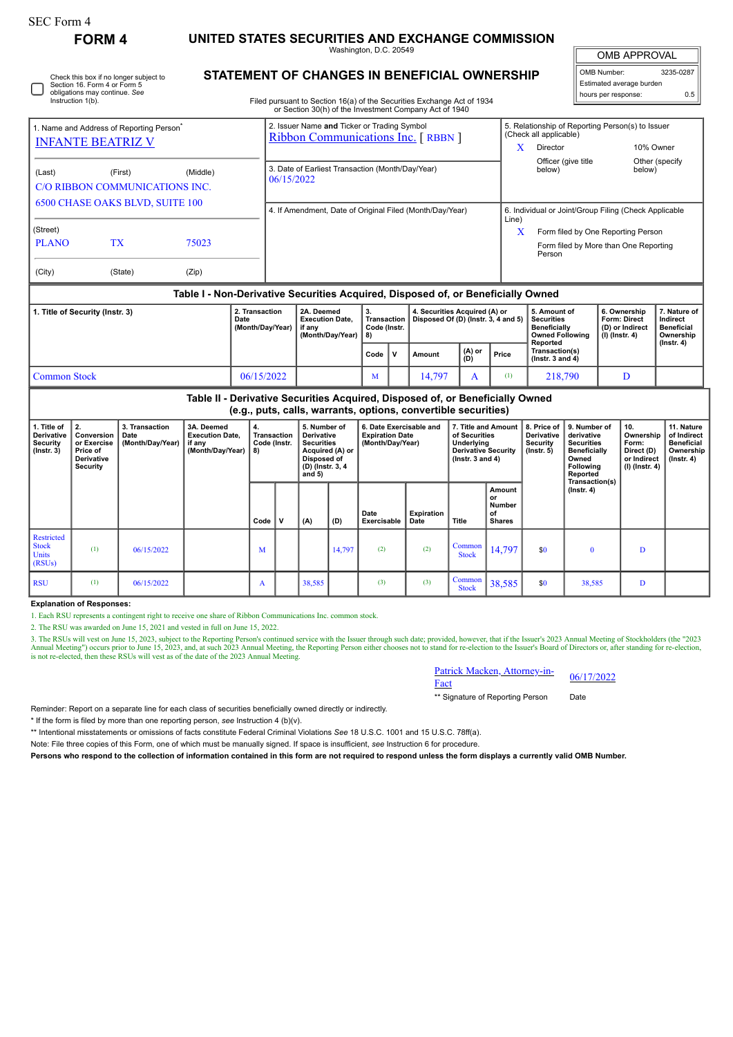SEC Form 4

# FORM 4

## UNITED STATES SECURITIES AND EXCHANGE COMMISSION

Washington, D.C. 20549

## STATEMENT OF CHANGES IN BENEFICIAL OWNERSHIP

Filed pursuant to Section 16(a) of the Securities Exchange Act of 1934 or Section 30(h) of the Investment Company Act of 1940

| OMB APPROVAL | |
|---|---|
| OMB Number: | 3235-0287 |
| Estimated average burden | |
| hours per response: | 0.5 |

☐ Check this box if no longer subject to Section 16. Form 4 or Form 5 obligations may continue. *See* Instruction 1(b).

1. Name and Address of Reporting Person*
INFANTE BEATRIZ V

(Last) (First) (Middle)
C/O RIBBON COMMUNICATIONS INC.
6500 CHASE OAKS BLVD, SUITE 100

(Street)
PLANO TX 75023

(City) (State) (Zip)

2. Issuer Name **and** Ticker or Trading Symbol
Ribbon Communications Inc. [ RBBN ]

3. Date of Earliest Transaction (Month/Day/Year)
06/15/2022

4. If Amendment, Date of Original Filed (Month/Day/Year)

5. Relationship of Reporting Person(s) to Issuer (Check all applicable)
X Director
10% Owner
Officer (give title below)
Other (specify below)

6. Individual or Joint/Group Filing (Check Applicable Line)
X Form filed by One Reporting Person
Form filed by More than One Reporting Person

### Table I - Non-Derivative Securities Acquired, Disposed of, or Beneficially Owned

| 1. Title of Security (Instr. 3) | 2. Transaction Date (Month/Day/Year) | 2A. Deemed Execution Date, if any (Month/Day/Year) | 3. Transaction Code (Instr. 8) | | 4. Securities Acquired (A) or Disposed Of (D) (Instr. 3, 4 and 5) | | | 5. Amount of Securities Beneficially Owned Following Reported Transaction(s) (Instr. 3 and 4) | 6. Ownership Form: Direct (D) or Indirect (I) (Instr. 4) | 7. Nature of Indirect Beneficial Ownership (Instr. 4) |
|---|---|---|---|---|---|---|---|---|---|---|
| | | | Code | V | Amount | (A) or (D) | Price | | | |
| Common Stock | 06/15/2022 | | M | | 14,797 | A | (1) | 218,790 | D | |

### Table II - Derivative Securities Acquired, Disposed of, or Beneficially Owned (e.g., puts, calls, warrants, options, convertible securities)

| 1. Title of Derivative Security (Instr. 3) | 2. Conversion or Exercise Price of Derivative Security | 3. Transaction Date (Month/Day/Year) | 3A. Deemed Execution Date, if any (Month/Day/Year) | 4. Transaction Code (Instr. 8) | | 5. Number of Derivative Securities Acquired (A) or Disposed of (D) (Instr. 3, 4 and 5) | | 6. Date Exercisable and Expiration Date (Month/Day/Year) | | 7. Title and Amount of Securities Underlying Derivative Security (Instr. 3 and 4) | | 8. Price of Derivative Security (Instr. 5) | 9. Number of derivative Securities Beneficially Owned Following Reported Transaction(s) (Instr. 4) | 10. Ownership Form: Direct (D) or Indirect (I) (Instr. 4) | 11. Nature of Indirect Beneficial Ownership (Instr. 4) |
|---|---|---|---|---|---|---|---|---|---|---|---|---|---|---|---|
| | | | | Code | V | (A) | (D) | Date Exercisable | Expiration Date | Title | Amount or Number of Shares | | | | |
| Restricted Stock Units (RSUs) | (1) | 06/15/2022 | | M | | | 14,797 | (2) | (2) | Common Stock | 14,797 | $0 | 0 | D | |
| RSU | (1) | 06/15/2022 | | A | | 38,585 | | (3) | (3) | Common Stock | 38,585 | $0 | 38,585 | D | |

**Explanation of Responses:**

1. Each RSU represents a contingent right to receive one share of Ribbon Communications Inc. common stock.
2. The RSU was awarded on June 15, 2021 and vested in full on June 15, 2022.
3. The RSUs will vest on June 15, 2023, subject to the Reporting Person's continued service with the Issuer through such date; provided, however, that if the Issuer's 2023 Annual Meeting of Stockholders (the "2023 Annual Meeting") occurs prior to June 15, 2023, and at such 2023 Annual Meeting, the Reporting Person either chooses not to stand for re-election to the Issuer's Board of Directors or, after standing for re-election, is not re-elected, then these RSUs will vest as of the date of the 2023 Annual Meeting.

Patrick Macken, Attorney-in-Fact 06/17/2022

** Signature of Reporting Person Date

Reminder: Report on a separate line for each class of securities beneficially owned directly or indirectly.

* If the form is filed by more than one reporting person, *see* Instruction 4 (b)(v).

** Intentional misstatements or omissions of facts constitute Federal Criminal Violations *See* 18 U.S.C. 1001 and 15 U.S.C. 78ff(a).

Note: File three copies of this Form, one of which must be manually signed. If space is insufficient, *see* Instruction 6 for procedure.

**Persons who respond to the collection of information contained in this form are not required to respond unless the form displays a currently valid OMB Number.**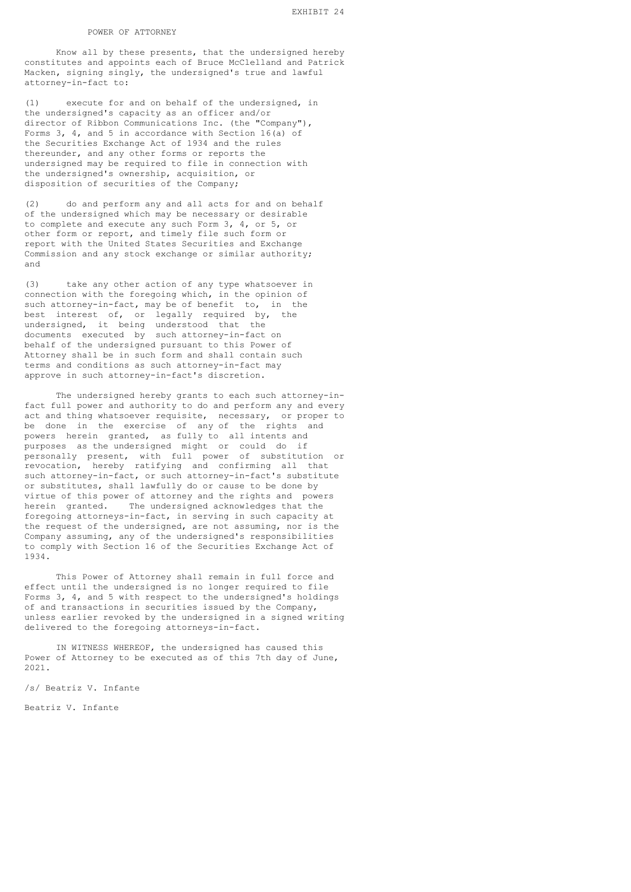EXHIBIT 24

POWER OF ATTORNEY

Know all by these presents, that the undersigned hereby constitutes and appoints each of Bruce McClelland and Patrick Macken, signing singly, the undersigned's true and lawful attorney-in-fact to:

(1) execute for and on behalf of the undersigned, in the undersigned's capacity as an officer and/or director of Ribbon Communications Inc. (the "Company"), Forms 3, 4, and 5 in accordance with Section 16(a) of the Securities Exchange Act of 1934 and the rules thereunder, and any other forms or reports the undersigned may be required to file in connection with the undersigned's ownership, acquisition, or disposition of securities of the Company;

(2) do and perform any and all acts for and on behalf of the undersigned which may be necessary or desirable to complete and execute any such Form 3, 4, or 5, or other form or report, and timely file such form or report with the United States Securities and Exchange Commission and any stock exchange or similar authority; and

(3) take any other action of any type whatsoever in connection with the foregoing which, in the opinion of such attorney-in-fact, may be of benefit to, in the best interest of, or legally required by, the undersigned, it being understood that the documents executed by such attorney-in-fact on behalf of the undersigned pursuant to this Power of Attorney shall be in such form and shall contain such terms and conditions as such attorney-in-fact may approve in such attorney-in-fact's discretion.

The undersigned hereby grants to each such attorney-in-fact full power and authority to do and perform any and every act and thing whatsoever requisite, necessary, or proper to be done in the exercise of any of the rights and powers herein granted, as fully to all intents and purposes as the undersigned might or could do if personally present, with full power of substitution or revocation, hereby ratifying and confirming all that such attorney-in-fact, or such attorney-in-fact's substitute or substitutes, shall lawfully do or cause to be done by virtue of this power of attorney and the rights and powers herein granted. The undersigned acknowledges that the foregoing attorneys-in-fact, in serving in such capacity at the request of the undersigned, are not assuming, nor is the Company assuming, any of the undersigned's responsibilities to comply with Section 16 of the Securities Exchange Act of 1934.

This Power of Attorney shall remain in full force and effect until the undersigned is no longer required to file Forms 3, 4, and 5 with respect to the undersigned's holdings of and transactions in securities issued by the Company, unless earlier revoked by the undersigned in a signed writing delivered to the foregoing attorneys-in-fact.

IN WITNESS WHEREOF, the undersigned has caused this Power of Attorney to be executed as of this 7th day of June, 2021.

/s/ Beatriz V. Infante

Beatriz V. Infante